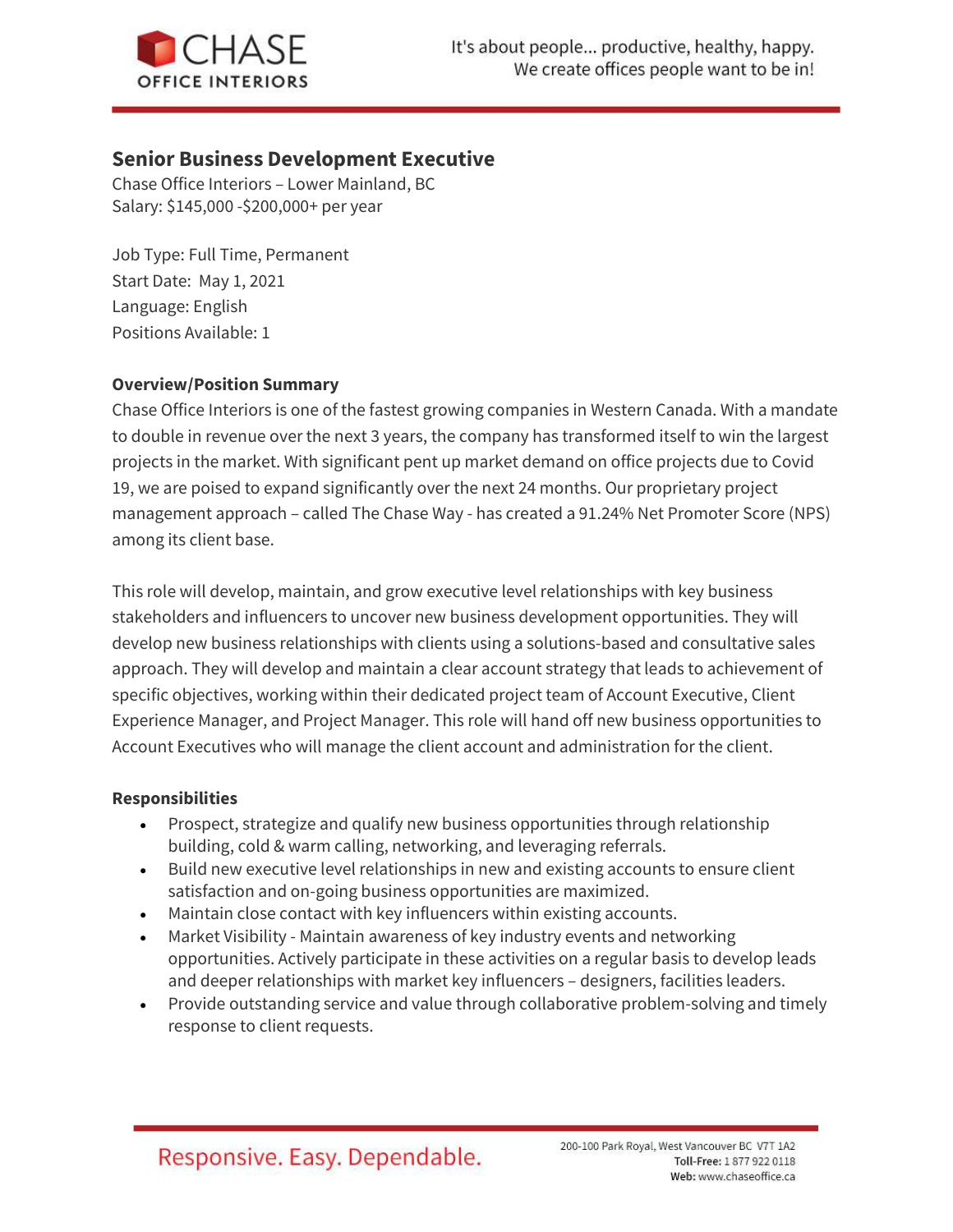## Senior Business Development Executive

Chase Office Interiors – Lower Mainland, BC
Salary: $145,000 -$200,000+ per year

Job Type: Full Time, Permanent
Start Date: May 1, 2021
Language: English
Positions Available: 1

**Overview/Position Summary**

Chase Office Interiors is one of the fastest growing companies in Western Canada. With a mandate to double in revenue over the next 3 years, the company has transformed itself to win the largest projects in the market. With significant pent up market demand on office projects due to Covid 19, we are poised to expand significantly over the next 24 months. Our proprietary project management approach – called The Chase Way - has created a 91.24% Net Promoter Score (NPS) among its client base.

This role will develop, maintain, and grow executive level relationships with key business stakeholders and influencers to uncover new business development opportunities. They will develop new business relationships with clients using a solutions-based and consultative sales approach. They will develop and maintain a clear account strategy that leads to achievement of specific objectives, working within their dedicated project team of Account Executive, Client Experience Manager, and Project Manager. This role will hand off new business opportunities to Account Executives who will manage the client account and administration for the client.

**Responsibilities**

- Prospect, strategize and qualify new business opportunities through relationship building, cold & warm calling, networking, and leveraging referrals.
- Build new executive level relationships in new and existing accounts to ensure client satisfaction and on-going business opportunities are maximized.
- Maintain close contact with key influencers within existing accounts.
- Market Visibility - Maintain awareness of key industry events and networking opportunities. Actively participate in these activities on a regular basis to develop leads and deeper relationships with market key influencers – designers, facilities leaders.
- Provide outstanding service and value through collaborative problem-solving and timely response to client requests.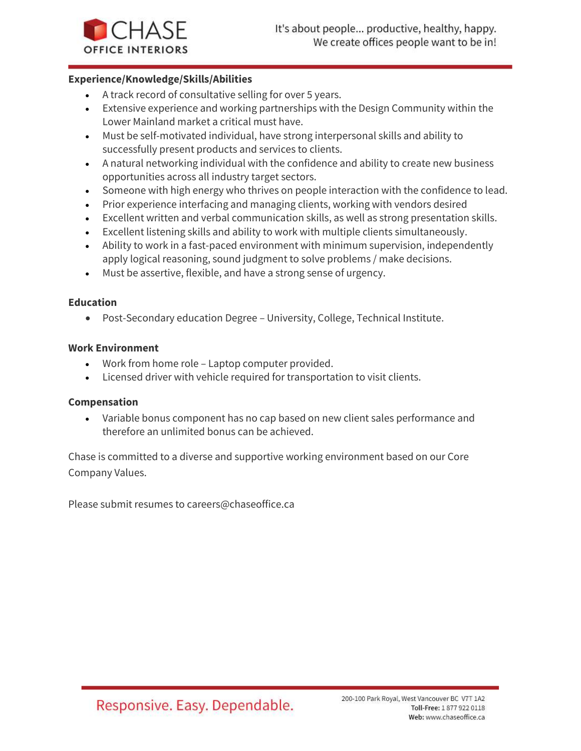**Experience/Knowledge/Skills/Abilities**

- A track record of consultative selling for over 5 years.
- Extensive experience and working partnerships with the Design Community within the Lower Mainland market a critical must have.
- Must be self-motivated individual, have strong interpersonal skills and ability to successfully present products and services to clients.
- A natural networking individual with the confidence and ability to create new business opportunities across all industry target sectors.
- Someone with high energy who thrives on people interaction with the confidence to lead.
- Prior experience interfacing and managing clients, working with vendors desired
- Excellent written and verbal communication skills, as well as strong presentation skills.
- Excellent listening skills and ability to work with multiple clients simultaneously.
- Ability to work in a fast-paced environment with minimum supervision, independently apply logical reasoning, sound judgment to solve problems / make decisions.
- Must be assertive, flexible, and have a strong sense of urgency.

**Education**

- Post-Secondary education Degree – University, College, Technical Institute.

**Work Environment**

- Work from home role – Laptop computer provided.
- Licensed driver with vehicle required for transportation to visit clients.

**Compensation**

- Variable bonus component has no cap based on new client sales performance and therefore an unlimited bonus can be achieved.

Chase is committed to a diverse and supportive working environment based on our Core Company Values.

Please submit resumes to careers@chaseoffice.ca